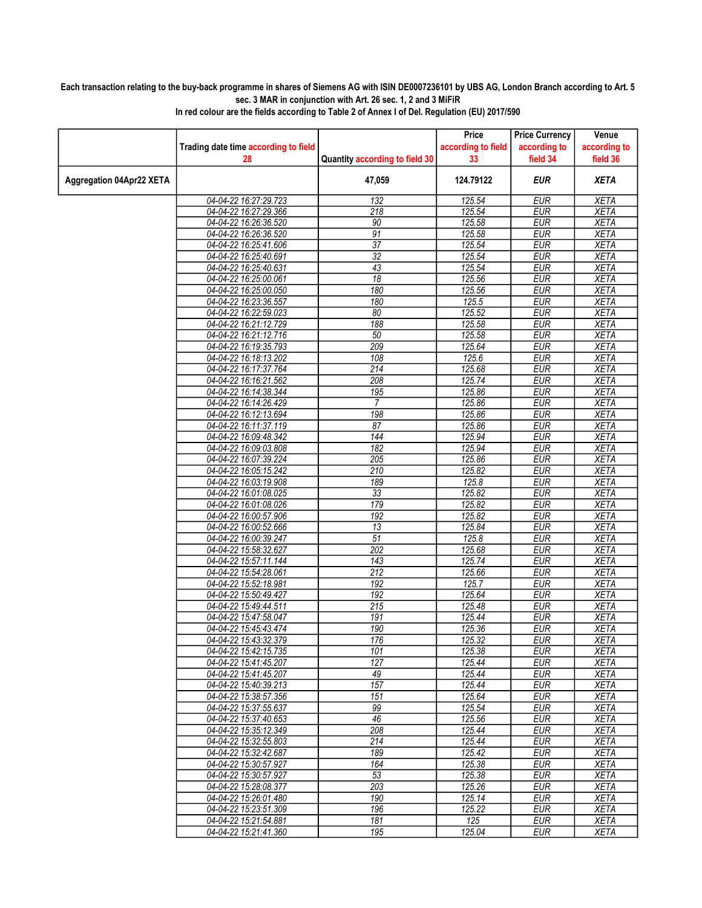**Each transaction relating to the buy-back programme in shares of Siemens AG with ISIN DE0007236101 by UBS AG, London Branch according to Art. 5 sec. 3 MAR in conjunction with Art. 26 sec. 1, 2 and 3 MiFiR**

**In red colour are the fields according to Table 2 of Annex I of Del. Regulation (EU) 2017/590**

| | Trading date time according to field 28 | Quantity according to field 30 | Price according to field 33 | Price Currency according to field 34 | Venue according to field 36 |
|---|---|---|---|---|---|
| **Aggregation 04Apr22 XETA** | | **47,059** | **124.79122** | **EUR** | **XETA** |
| | 04-04-22 16:27:29.723 | 132 | 125.54 | EUR | XETA |
| | 04-04-22 16:27:29.366 | 218 | 125.54 | EUR | XETA |
| | 04-04-22 16:26:36.520 | 90 | 125.58 | EUR | XETA |
| | 04-04-22 16:26:36.520 | 91 | 125.58 | EUR | XETA |
| | 04-04-22 16:25:41.606 | 37 | 125.54 | EUR | XETA |
| | 04-04-22 16:25:40.691 | 32 | 125.54 | EUR | XETA |
| | 04-04-22 16:25:40.631 | 43 | 125.54 | EUR | XETA |
| | 04-04-22 16:25:00.061 | 18 | 125.56 | EUR | XETA |
| | 04-04-22 16:25:00.050 | 180 | 125.56 | EUR | XETA |
| | 04-04-22 16:23:36.557 | 180 | 125.5 | EUR | XETA |
| | 04-04-22 16:22:59.023 | 80 | 125.52 | EUR | XETA |
| | 04-04-22 16:21:12.729 | 188 | 125.58 | EUR | XETA |
| | 04-04-22 16:21:12.716 | 50 | 125.58 | EUR | XETA |
| | 04-04-22 16:19:35.793 | 209 | 125.64 | EUR | XETA |
| | 04-04-22 16:18:13.202 | 108 | 125.6 | EUR | XETA |
| | 04-04-22 16:17:37.764 | 214 | 125.68 | EUR | XETA |
| | 04-04-22 16:16:21.562 | 208 | 125.74 | EUR | XETA |
| | 04-04-22 16:14:38.344 | 195 | 125.86 | EUR | XETA |
| | 04-04-22 16:14:26.429 | 7 | 125.86 | EUR | XETA |
| | 04-04-22 16:12:13.694 | 198 | 125.86 | EUR | XETA |
| | 04-04-22 16:11:37.119 | 87 | 125.86 | EUR | XETA |
| | 04-04-22 16:09:48.342 | 144 | 125.94 | EUR | XETA |
| | 04-04-22 16:09:03.808 | 182 | 125.94 | EUR | XETA |
| | 04-04-22 16:07:39.224 | 205 | 125.86 | EUR | XETA |
| | 04-04-22 16:05:15.242 | 210 | 125.82 | EUR | XETA |
| | 04-04-22 16:03:19.908 | 189 | 125.8 | EUR | XETA |
| | 04-04-22 16:01:08.025 | 33 | 125.82 | EUR | XETA |
| | 04-04-22 16:01:08.026 | 179 | 125.82 | EUR | XETA |
| | 04-04-22 16:00:57.906 | 192 | 125.82 | EUR | XETA |
| | 04-04-22 16:00:52.666 | 13 | 125.84 | EUR | XETA |
| | 04-04-22 16:00:39.247 | 51 | 125.8 | EUR | XETA |
| | 04-04-22 15:58:32.627 | 202 | 125.68 | EUR | XETA |
| | 04-04-22 15:57:11.144 | 143 | 125.74 | EUR | XETA |
| | 04-04-22 15:54:28.061 | 212 | 125.66 | EUR | XETA |
| | 04-04-22 15:52:18.981 | 192 | 125.7 | EUR | XETA |
| | 04-04-22 15:50:49.427 | 192 | 125.64 | EUR | XETA |
| | 04-04-22 15:49:44.511 | 215 | 125.48 | EUR | XETA |
| | 04-04-22 15:47:58.047 | 191 | 125.44 | EUR | XETA |
| | 04-04-22 15:45:43.474 | 190 | 125.36 | EUR | XETA |
| | 04-04-22 15:43:32.379 | 176 | 125.32 | EUR | XETA |
| | 04-04-22 15:42:15.735 | 101 | 125.38 | EUR | XETA |
| | 04-04-22 15:41:45.207 | 127 | 125.44 | EUR | XETA |
| | 04-04-22 15:41:45.207 | 49 | 125.44 | EUR | XETA |
| | 04-04-22 15:40:39.213 | 157 | 125.44 | EUR | XETA |
| | 04-04-22 15:38:57.356 | 151 | 125.64 | EUR | XETA |
| | 04-04-22 15:37:55.637 | 99 | 125.54 | EUR | XETA |
| | 04-04-22 15:37:40.653 | 46 | 125.56 | EUR | XETA |
| | 04-04-22 15:35:12.349 | 208 | 125.44 | EUR | XETA |
| | 04-04-22 15:32:55.803 | 214 | 125.44 | EUR | XETA |
| | 04-04-22 15:32:42.687 | 189 | 125.42 | EUR | XETA |
| | 04-04-22 15:30:57.927 | 164 | 125.38 | EUR | XETA |
| | 04-04-22 15:30:57.927 | 53 | 125.38 | EUR | XETA |
| | 04-04-22 15:28:08.377 | 203 | 125.26 | EUR | XETA |
| | 04-04-22 15:26:01.480 | 190 | 125.14 | EUR | XETA |
| | 04-04-22 15:23:51.309 | 196 | 125.22 | EUR | XETA |
| | 04-04-22 15:21:54.881 | 181 | 125 | EUR | XETA |
| | 04-04-22 15:21:41.360 | 195 | 125.04 | EUR | XETA |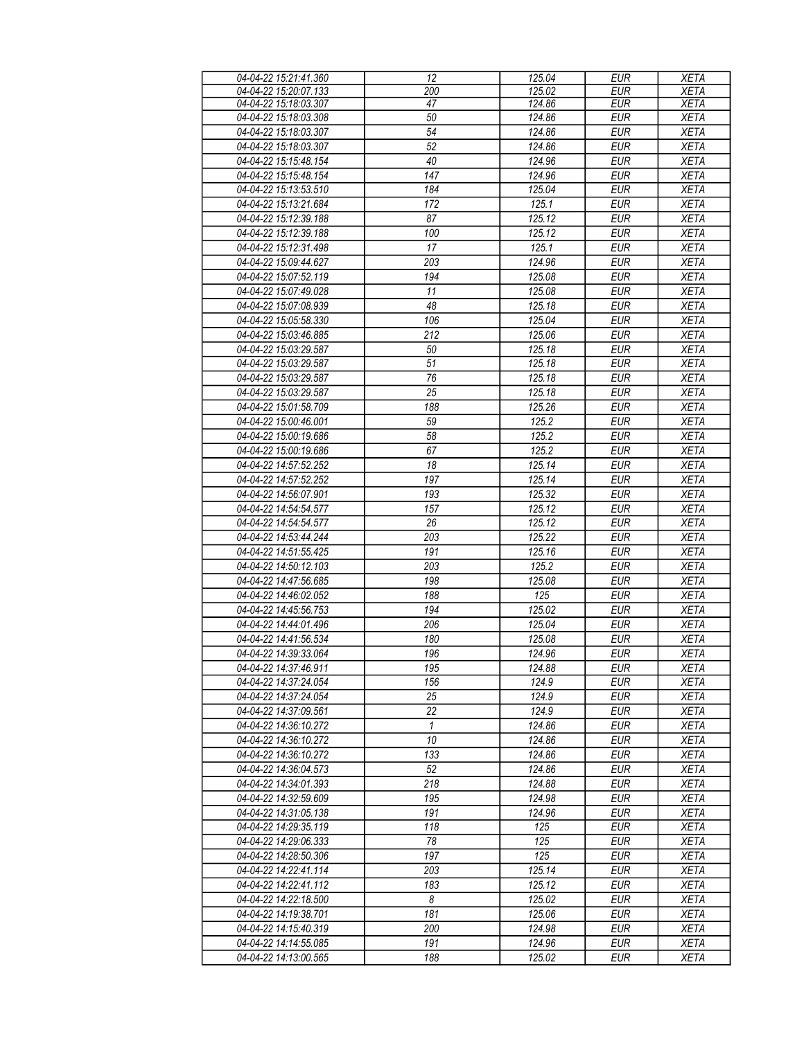| 04-04-22 15:21:41.360 | 12 | 125.04 | EUR | XETA |
|---|---|---|---|---|
| 04-04-22 15:20:07.133 | 200 | 125.02 | EUR | XETA |
| 04-04-22 15:18:03.307 | 47 | 124.86 | EUR | XETA |
| 04-04-22 15:18:03.308 | 50 | 124.86 | EUR | XETA |
| 04-04-22 15:18:03.307 | 54 | 124.86 | EUR | XETA |
| 04-04-22 15:18:03.307 | 52 | 124.86 | EUR | XETA |
| 04-04-22 15:15:48.154 | 40 | 124.96 | EUR | XETA |
| 04-04-22 15:15:48.154 | 147 | 124.96 | EUR | XETA |
| 04-04-22 15:13:53.510 | 184 | 125.04 | EUR | XETA |
| 04-04-22 15:13:21.684 | 172 | 125.1 | EUR | XETA |
| 04-04-22 15:12:39.188 | 87 | 125.12 | EUR | XETA |
| 04-04-22 15:12:39.188 | 100 | 125.12 | EUR | XETA |
| 04-04-22 15:12:31.498 | 17 | 125.1 | EUR | XETA |
| 04-04-22 15:09:44.627 | 203 | 124.96 | EUR | XETA |
| 04-04-22 15:07:52.119 | 194 | 125.08 | EUR | XETA |
| 04-04-22 15:07:49.028 | 11 | 125.08 | EUR | XETA |
| 04-04-22 15:07:08.939 | 48 | 125.18 | EUR | XETA |
| 04-04-22 15:05:58.330 | 106 | 125.04 | EUR | XETA |
| 04-04-22 15:03:46.885 | 212 | 125.06 | EUR | XETA |
| 04-04-22 15:03:29.587 | 50 | 125.18 | EUR | XETA |
| 04-04-22 15:03:29.587 | 51 | 125.18 | EUR | XETA |
| 04-04-22 15:03:29.587 | 76 | 125.18 | EUR | XETA |
| 04-04-22 15:03:29.587 | 25 | 125.18 | EUR | XETA |
| 04-04-22 15:01:58.709 | 188 | 125.26 | EUR | XETA |
| 04-04-22 15:00:46.001 | 59 | 125.2 | EUR | XETA |
| 04-04-22 15:00:19.686 | 58 | 125.2 | EUR | XETA |
| 04-04-22 15:00:19.686 | 67 | 125.2 | EUR | XETA |
| 04-04-22 14:57:52.252 | 18 | 125.14 | EUR | XETA |
| 04-04-22 14:57:52.252 | 197 | 125.14 | EUR | XETA |
| 04-04-22 14:56:07.901 | 193 | 125.32 | EUR | XETA |
| 04-04-22 14:54:54.577 | 157 | 125.12 | EUR | XETA |
| 04-04-22 14:54:54.577 | 26 | 125.12 | EUR | XETA |
| 04-04-22 14:53:44.244 | 203 | 125.22 | EUR | XETA |
| 04-04-22 14:51:55.425 | 191 | 125.16 | EUR | XETA |
| 04-04-22 14:50:12.103 | 203 | 125.2 | EUR | XETA |
| 04-04-22 14:47:56.685 | 198 | 125.08 | EUR | XETA |
| 04-04-22 14:46:02.052 | 188 | 125 | EUR | XETA |
| 04-04-22 14:45:56.753 | 194 | 125.02 | EUR | XETA |
| 04-04-22 14:44:01.496 | 206 | 125.04 | EUR | XETA |
| 04-04-22 14:41:56.534 | 180 | 125.08 | EUR | XETA |
| 04-04-22 14:39:33.064 | 196 | 124.96 | EUR | XETA |
| 04-04-22 14:37:46.911 | 195 | 124.88 | EUR | XETA |
| 04-04-22 14:37:24.054 | 156 | 124.9 | EUR | XETA |
| 04-04-22 14:37:24.054 | 25 | 124.9 | EUR | XETA |
| 04-04-22 14:37:09.561 | 22 | 124.9 | EUR | XETA |
| 04-04-22 14:36:10.272 | 1 | 124.86 | EUR | XETA |
| 04-04-22 14:36:10.272 | 10 | 124.86 | EUR | XETA |
| 04-04-22 14:36:10.272 | 133 | 124.86 | EUR | XETA |
| 04-04-22 14:36:04.573 | 52 | 124.86 | EUR | XETA |
| 04-04-22 14:34:01.393 | 218 | 124.88 | EUR | XETA |
| 04-04-22 14:32:59.609 | 195 | 124.98 | EUR | XETA |
| 04-04-22 14:31:05.138 | 191 | 124.96 | EUR | XETA |
| 04-04-22 14:29:35.119 | 118 | 125 | EUR | XETA |
| 04-04-22 14:29:06.333 | 78 | 125 | EUR | XETA |
| 04-04-22 14:28:50.306 | 197 | 125 | EUR | XETA |
| 04-04-22 14:22:41.114 | 203 | 125.14 | EUR | XETA |
| 04-04-22 14:22:41.112 | 183 | 125.12 | EUR | XETA |
| 04-04-22 14:22:18.500 | 8 | 125.02 | EUR | XETA |
| 04-04-22 14:19:38.701 | 181 | 125.06 | EUR | XETA |
| 04-04-22 14:15:40.319 | 200 | 124.98 | EUR | XETA |
| 04-04-22 14:14:55.085 | 191 | 124.96 | EUR | XETA |
| 04-04-22 14:13:00.565 | 188 | 125.02 | EUR | XETA |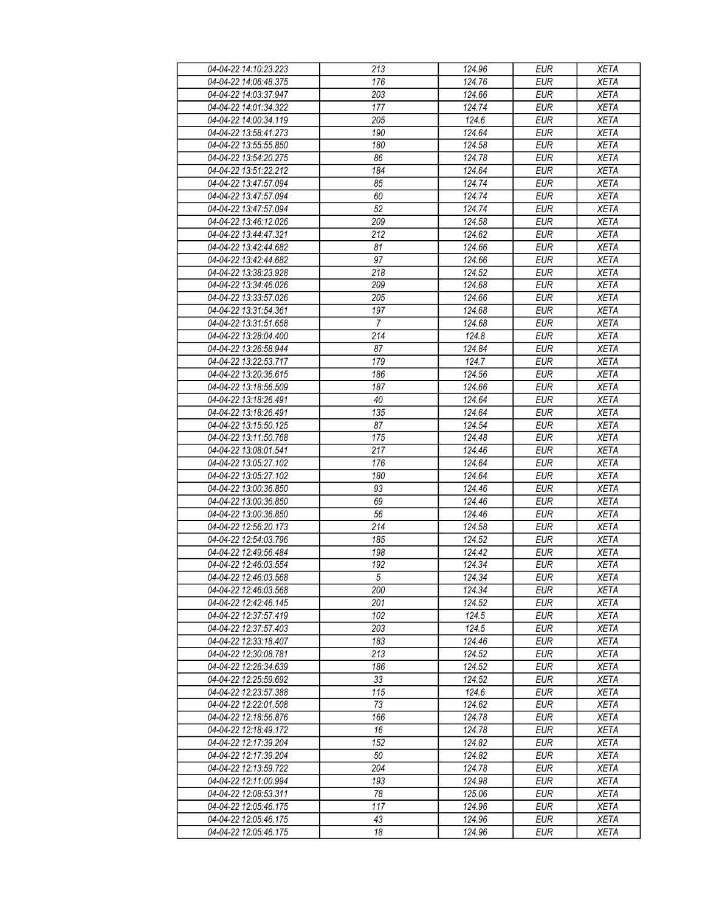| 04-04-22 14:10:23.223 | 213 | 124.96 | EUR | XETA |
|---|---|---|---|---|
| 04-04-22 14:06:48.375 | 176 | 124.76 | EUR | XETA |
| 04-04-22 14:03:37.947 | 203 | 124.66 | EUR | XETA |
| 04-04-22 14:01:34.322 | 177 | 124.74 | EUR | XETA |
| 04-04-22 14:00:34.119 | 205 | 124.6 | EUR | XETA |
| 04-04-22 13:58:41.273 | 190 | 124.64 | EUR | XETA |
| 04-04-22 13:55:55.850 | 180 | 124.58 | EUR | XETA |
| 04-04-22 13:54:20.275 | 86 | 124.78 | EUR | XETA |
| 04-04-22 13:51:22.212 | 184 | 124.64 | EUR | XETA |
| 04-04-22 13:47:57.094 | 85 | 124.74 | EUR | XETA |
| 04-04-22 13:47:57.094 | 60 | 124.74 | EUR | XETA |
| 04-04-22 13:47:57.094 | 52 | 124.74 | EUR | XETA |
| 04-04-22 13:46:12.026 | 209 | 124.58 | EUR | XETA |
| 04-04-22 13:44:47.321 | 212 | 124.62 | EUR | XETA |
| 04-04-22 13:42:44.682 | 81 | 124.66 | EUR | XETA |
| 04-04-22 13:42:44.682 | 97 | 124.66 | EUR | XETA |
| 04-04-22 13:38:23.928 | 218 | 124.52 | EUR | XETA |
| 04-04-22 13:34:46.026 | 209 | 124.68 | EUR | XETA |
| 04-04-22 13:33:57.026 | 205 | 124.66 | EUR | XETA |
| 04-04-22 13:31:54.361 | 197 | 124.68 | EUR | XETA |
| 04-04-22 13:31:51.658 | 7 | 124.68 | EUR | XETA |
| 04-04-22 13:28:04.400 | 214 | 124.8 | EUR | XETA |
| 04-04-22 13:26:58.944 | 87 | 124.84 | EUR | XETA |
| 04-04-22 13:22:53.717 | 179 | 124.7 | EUR | XETA |
| 04-04-22 13:20:36.615 | 186 | 124.56 | EUR | XETA |
| 04-04-22 13:18:56.509 | 187 | 124.66 | EUR | XETA |
| 04-04-22 13:18:26.491 | 40 | 124.64 | EUR | XETA |
| 04-04-22 13:18:26.491 | 135 | 124.64 | EUR | XETA |
| 04-04-22 13:15:50.125 | 87 | 124.54 | EUR | XETA |
| 04-04-22 13:11:50.768 | 175 | 124.48 | EUR | XETA |
| 04-04-22 13:08:01.541 | 217 | 124.46 | EUR | XETA |
| 04-04-22 13:05:27.102 | 176 | 124.64 | EUR | XETA |
| 04-04-22 13:05:27.102 | 180 | 124.64 | EUR | XETA |
| 04-04-22 13:00:36.850 | 93 | 124.46 | EUR | XETA |
| 04-04-22 13:00:36.850 | 69 | 124.46 | EUR | XETA |
| 04-04-22 13:00:36.850 | 56 | 124.46 | EUR | XETA |
| 04-04-22 12:56:20.173 | 214 | 124.58 | EUR | XETA |
| 04-04-22 12:54:03.796 | 185 | 124.52 | EUR | XETA |
| 04-04-22 12:49:56.484 | 198 | 124.42 | EUR | XETA |
| 04-04-22 12:46:03.554 | 192 | 124.34 | EUR | XETA |
| 04-04-22 12:46:03.568 | 5 | 124.34 | EUR | XETA |
| 04-04-22 12:46:03.568 | 200 | 124.34 | EUR | XETA |
| 04-04-22 12:42:46.145 | 201 | 124.52 | EUR | XETA |
| 04-04-22 12:37:57.419 | 102 | 124.5 | EUR | XETA |
| 04-04-22 12:37:57.403 | 203 | 124.5 | EUR | XETA |
| 04-04-22 12:33:18.407 | 183 | 124.46 | EUR | XETA |
| 04-04-22 12:30:08.781 | 213 | 124.52 | EUR | XETA |
| 04-04-22 12:26:34.639 | 186 | 124.52 | EUR | XETA |
| 04-04-22 12:25:59.692 | 33 | 124.52 | EUR | XETA |
| 04-04-22 12:23:57.388 | 115 | 124.6 | EUR | XETA |
| 04-04-22 12:22:01.508 | 73 | 124.62 | EUR | XETA |
| 04-04-22 12:18:56.876 | 166 | 124.78 | EUR | XETA |
| 04-04-22 12:18:49.172 | 16 | 124.78 | EUR | XETA |
| 04-04-22 12:17:39.204 | 152 | 124.82 | EUR | XETA |
| 04-04-22 12:17:39.204 | 50 | 124.82 | EUR | XETA |
| 04-04-22 12:13:59.722 | 204 | 124.78 | EUR | XETA |
| 04-04-22 12:11:00.994 | 193 | 124.98 | EUR | XETA |
| 04-04-22 12:08:53.311 | 78 | 125.06 | EUR | XETA |
| 04-04-22 12:05:46.175 | 117 | 124.96 | EUR | XETA |
| 04-04-22 12:05:46.175 | 43 | 124.96 | EUR | XETA |
| 04-04-22 12:05:46.175 | 18 | 124.96 | EUR | XETA |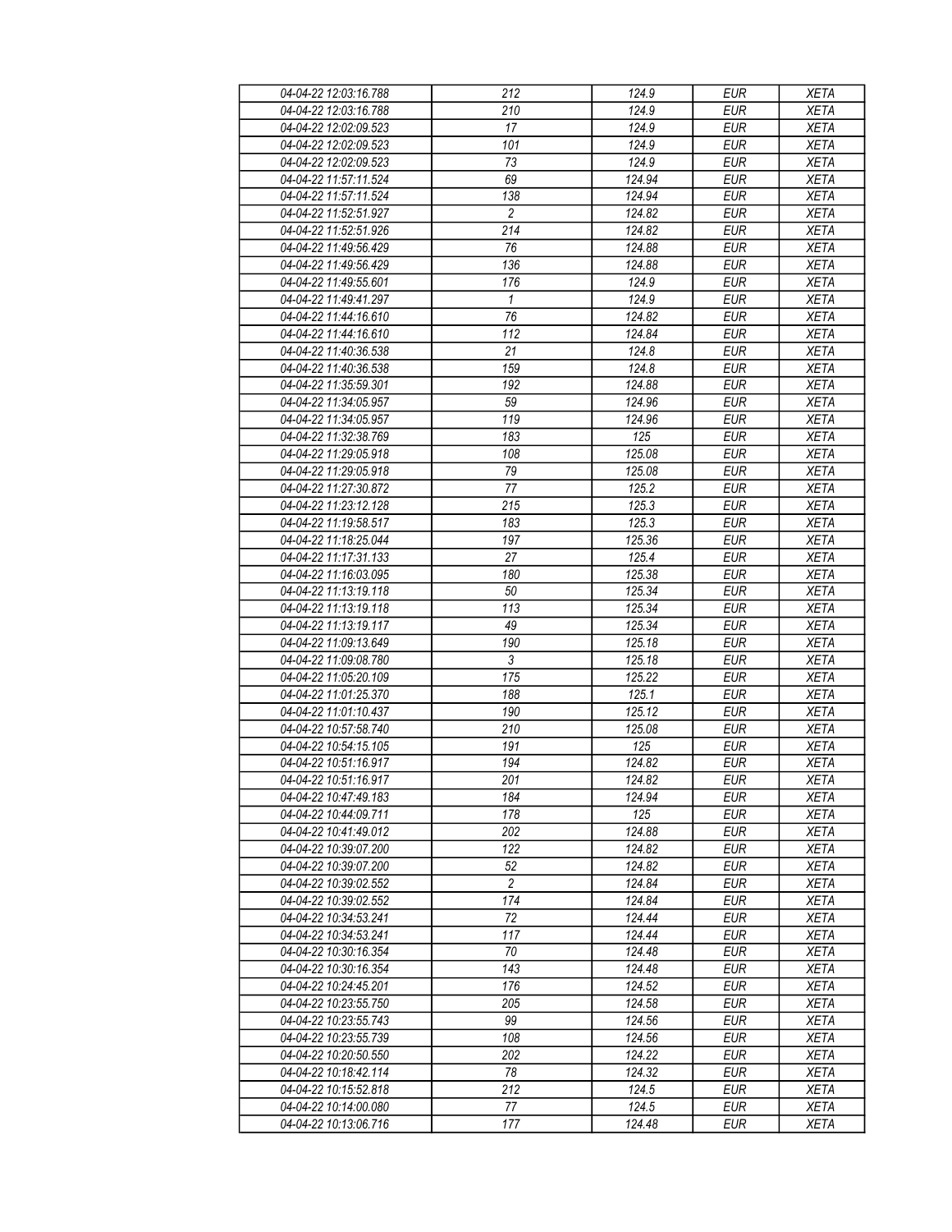| 04-04-22 12:03:16.788 | 212 | 124.9 | EUR | XETA |
|---|---|---|---|---|
| 04-04-22 12:03:16.788 | 210 | 124.9 | EUR | XETA |
| 04-04-22 12:02:09.523 | 17 | 124.9 | EUR | XETA |
| 04-04-22 12:02:09.523 | 101 | 124.9 | EUR | XETA |
| 04-04-22 12:02:09.523 | 73 | 124.9 | EUR | XETA |
| 04-04-22 11:57:11.524 | 69 | 124.94 | EUR | XETA |
| 04-04-22 11:57:11.524 | 138 | 124.94 | EUR | XETA |
| 04-04-22 11:52:51.927 | 2 | 124.82 | EUR | XETA |
| 04-04-22 11:52:51.926 | 214 | 124.82 | EUR | XETA |
| 04-04-22 11:49:56.429 | 76 | 124.88 | EUR | XETA |
| 04-04-22 11:49:56.429 | 136 | 124.88 | EUR | XETA |
| 04-04-22 11:49:55.601 | 176 | 124.9 | EUR | XETA |
| 04-04-22 11:49:41.297 | 1 | 124.9 | EUR | XETA |
| 04-04-22 11:44:16.610 | 76 | 124.82 | EUR | XETA |
| 04-04-22 11:44:16.610 | 112 | 124.84 | EUR | XETA |
| 04-04-22 11:40:36.538 | 21 | 124.8 | EUR | XETA |
| 04-04-22 11:40:36.538 | 159 | 124.8 | EUR | XETA |
| 04-04-22 11:35:59.301 | 192 | 124.88 | EUR | XETA |
| 04-04-22 11:34:05.957 | 59 | 124.96 | EUR | XETA |
| 04-04-22 11:34:05.957 | 119 | 124.96 | EUR | XETA |
| 04-04-22 11:32:38.769 | 183 | 125 | EUR | XETA |
| 04-04-22 11:29:05.918 | 108 | 125.08 | EUR | XETA |
| 04-04-22 11:29:05.918 | 79 | 125.08 | EUR | XETA |
| 04-04-22 11:27:30.872 | 77 | 125.2 | EUR | XETA |
| 04-04-22 11:23:12.128 | 215 | 125.3 | EUR | XETA |
| 04-04-22 11:19:58.517 | 183 | 125.3 | EUR | XETA |
| 04-04-22 11:18:25.044 | 197 | 125.36 | EUR | XETA |
| 04-04-22 11:17:31.133 | 27 | 125.4 | EUR | XETA |
| 04-04-22 11:16:03.095 | 180 | 125.38 | EUR | XETA |
| 04-04-22 11:13:19.118 | 50 | 125.34 | EUR | XETA |
| 04-04-22 11:13:19.118 | 113 | 125.34 | EUR | XETA |
| 04-04-22 11:13:19.117 | 49 | 125.34 | EUR | XETA |
| 04-04-22 11:09:13.649 | 190 | 125.18 | EUR | XETA |
| 04-04-22 11:09:08.780 | 3 | 125.18 | EUR | XETA |
| 04-04-22 11:05:20.109 | 175 | 125.22 | EUR | XETA |
| 04-04-22 11:01:25.370 | 188 | 125.1 | EUR | XETA |
| 04-04-22 11:01:10.437 | 190 | 125.12 | EUR | XETA |
| 04-04-22 10:57:58.740 | 210 | 125.08 | EUR | XETA |
| 04-04-22 10:54:15.105 | 191 | 125 | EUR | XETA |
| 04-04-22 10:51:16.917 | 194 | 124.82 | EUR | XETA |
| 04-04-22 10:51:16.917 | 201 | 124.82 | EUR | XETA |
| 04-04-22 10:47:49.183 | 184 | 124.94 | EUR | XETA |
| 04-04-22 10:44:09.711 | 178 | 125 | EUR | XETA |
| 04-04-22 10:41:49.012 | 202 | 124.88 | EUR | XETA |
| 04-04-22 10:39:07.200 | 122 | 124.82 | EUR | XETA |
| 04-04-22 10:39:07.200 | 52 | 124.82 | EUR | XETA |
| 04-04-22 10:39:02.552 | 2 | 124.84 | EUR | XETA |
| 04-04-22 10:39:02.552 | 174 | 124.84 | EUR | XETA |
| 04-04-22 10:34:53.241 | 72 | 124.44 | EUR | XETA |
| 04-04-22 10:34:53.241 | 117 | 124.44 | EUR | XETA |
| 04-04-22 10:30:16.354 | 70 | 124.48 | EUR | XETA |
| 04-04-22 10:30:16.354 | 143 | 124.48 | EUR | XETA |
| 04-04-22 10:24:45.201 | 176 | 124.52 | EUR | XETA |
| 04-04-22 10:23:55.750 | 205 | 124.58 | EUR | XETA |
| 04-04-22 10:23:55.743 | 99 | 124.56 | EUR | XETA |
| 04-04-22 10:23:55.739 | 108 | 124.56 | EUR | XETA |
| 04-04-22 10:20:50.550 | 202 | 124.22 | EUR | XETA |
| 04-04-22 10:18:42.114 | 78 | 124.32 | EUR | XETA |
| 04-04-22 10:15:52.818 | 212 | 124.5 | EUR | XETA |
| 04-04-22 10:14:00.080 | 77 | 124.5 | EUR | XETA |
| 04-04-22 10:13:06.716 | 177 | 124.48 | EUR | XETA |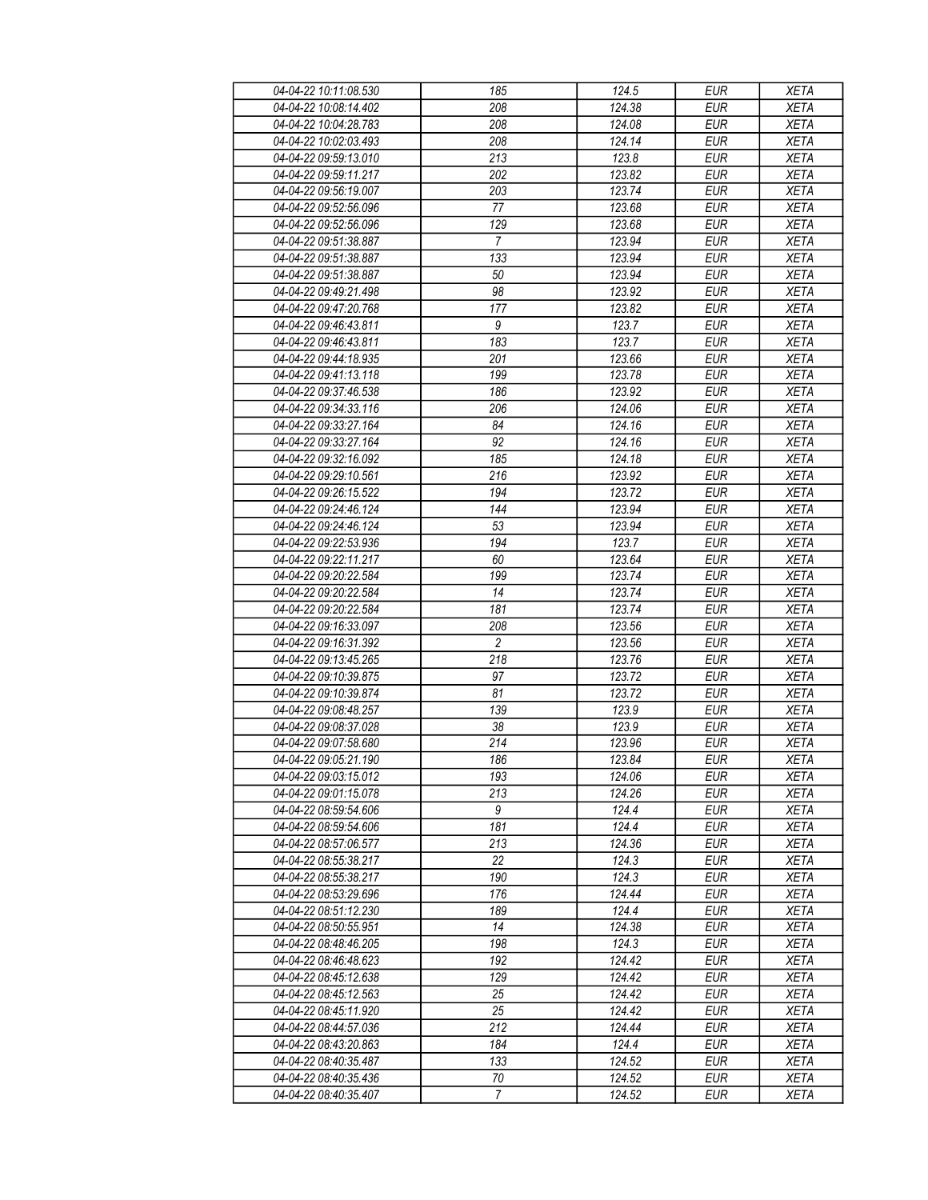| 04-04-22 10:11:08.530 | 185 | 124.5 | EUR | XETA |
|---|---|---|---|---|
| 04-04-22 10:08:14.402 | 208 | 124.38 | EUR | XETA |
| 04-04-22 10:04:28.783 | 208 | 124.08 | EUR | XETA |
| 04-04-22 10:02:03.493 | 208 | 124.14 | EUR | XETA |
| 04-04-22 09:59:13.010 | 213 | 123.8 | EUR | XETA |
| 04-04-22 09:59:11.217 | 202 | 123.82 | EUR | XETA |
| 04-04-22 09:56:19.007 | 203 | 123.74 | EUR | XETA |
| 04-04-22 09:52:56.096 | 77 | 123.68 | EUR | XETA |
| 04-04-22 09:52:56.096 | 129 | 123.68 | EUR | XETA |
| 04-04-22 09:51:38.887 | 7 | 123.94 | EUR | XETA |
| 04-04-22 09:51:38.887 | 133 | 123.94 | EUR | XETA |
| 04-04-22 09:51:38.887 | 50 | 123.94 | EUR | XETA |
| 04-04-22 09:49:21.498 | 98 | 123.92 | EUR | XETA |
| 04-04-22 09:47:20.768 | 177 | 123.82 | EUR | XETA |
| 04-04-22 09:46:43.811 | 9 | 123.7 | EUR | XETA |
| 04-04-22 09:46:43.811 | 183 | 123.7 | EUR | XETA |
| 04-04-22 09:44:18.935 | 201 | 123.66 | EUR | XETA |
| 04-04-22 09:41:13.118 | 199 | 123.78 | EUR | XETA |
| 04-04-22 09:37:46.538 | 186 | 123.92 | EUR | XETA |
| 04-04-22 09:34:33.116 | 206 | 124.06 | EUR | XETA |
| 04-04-22 09:33:27.164 | 84 | 124.16 | EUR | XETA |
| 04-04-22 09:33:27.164 | 92 | 124.16 | EUR | XETA |
| 04-04-22 09:32:16.092 | 185 | 124.18 | EUR | XETA |
| 04-04-22 09:29:10.561 | 216 | 123.92 | EUR | XETA |
| 04-04-22 09:26:15.522 | 194 | 123.72 | EUR | XETA |
| 04-04-22 09:24:46.124 | 144 | 123.94 | EUR | XETA |
| 04-04-22 09:24:46.124 | 53 | 123.94 | EUR | XETA |
| 04-04-22 09:22:53.936 | 194 | 123.7 | EUR | XETA |
| 04-04-22 09:22:11.217 | 60 | 123.64 | EUR | XETA |
| 04-04-22 09:20:22.584 | 199 | 123.74 | EUR | XETA |
| 04-04-22 09:20:22.584 | 14 | 123.74 | EUR | XETA |
| 04-04-22 09:20:22.584 | 181 | 123.74 | EUR | XETA |
| 04-04-22 09:16:33.097 | 208 | 123.56 | EUR | XETA |
| 04-04-22 09:16:31.392 | 2 | 123.56 | EUR | XETA |
| 04-04-22 09:13:45.265 | 218 | 123.76 | EUR | XETA |
| 04-04-22 09:10:39.875 | 97 | 123.72 | EUR | XETA |
| 04-04-22 09:10:39.874 | 81 | 123.72 | EUR | XETA |
| 04-04-22 09:08:48.257 | 139 | 123.9 | EUR | XETA |
| 04-04-22 09:08:37.028 | 38 | 123.9 | EUR | XETA |
| 04-04-22 09:07:58.680 | 214 | 123.96 | EUR | XETA |
| 04-04-22 09:05:21.190 | 186 | 123.84 | EUR | XETA |
| 04-04-22 09:03:15.012 | 193 | 124.06 | EUR | XETA |
| 04-04-22 09:01:15.078 | 213 | 124.26 | EUR | XETA |
| 04-04-22 08:59:54.606 | 9 | 124.4 | EUR | XETA |
| 04-04-22 08:59:54.606 | 181 | 124.4 | EUR | XETA |
| 04-04-22 08:57:06.577 | 213 | 124.36 | EUR | XETA |
| 04-04-22 08:55:38.217 | 22 | 124.3 | EUR | XETA |
| 04-04-22 08:55:38.217 | 190 | 124.3 | EUR | XETA |
| 04-04-22 08:53:29.696 | 176 | 124.44 | EUR | XETA |
| 04-04-22 08:51:12.230 | 189 | 124.4 | EUR | XETA |
| 04-04-22 08:50:55.951 | 14 | 124.38 | EUR | XETA |
| 04-04-22 08:48:46.205 | 198 | 124.3 | EUR | XETA |
| 04-04-22 08:46:48.623 | 192 | 124.42 | EUR | XETA |
| 04-04-22 08:45:12.638 | 129 | 124.42 | EUR | XETA |
| 04-04-22 08:45:12.563 | 25 | 124.42 | EUR | XETA |
| 04-04-22 08:45:11.920 | 25 | 124.42 | EUR | XETA |
| 04-04-22 08:44:57.036 | 212 | 124.44 | EUR | XETA |
| 04-04-22 08:43:20.863 | 184 | 124.4 | EUR | XETA |
| 04-04-22 08:40:35.487 | 133 | 124.52 | EUR | XETA |
| 04-04-22 08:40:35.436 | 70 | 124.52 | EUR | XETA |
| 04-04-22 08:40:35.407 | 7 | 124.52 | EUR | XETA |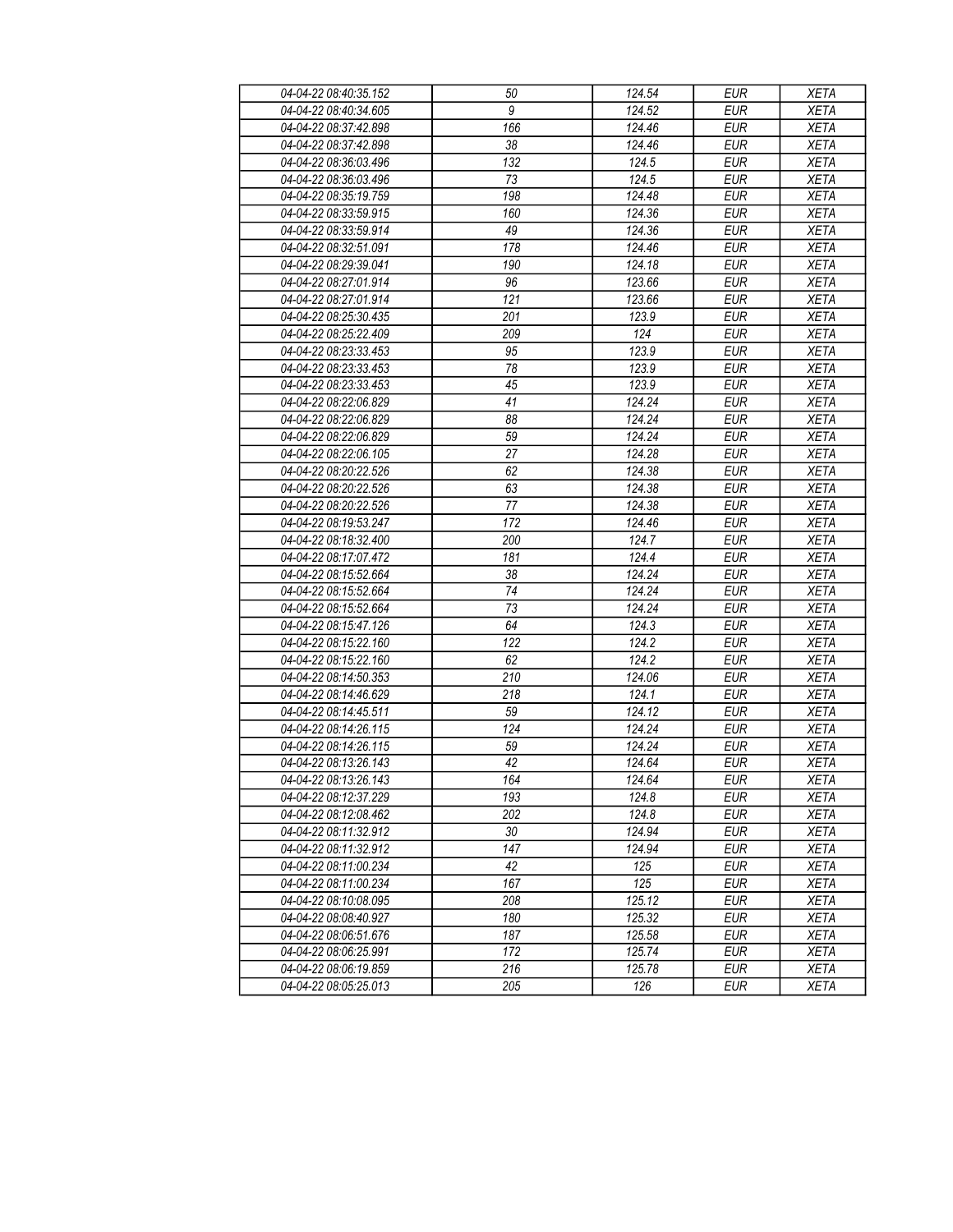| 04-04-22 08:40:35.152 | 50 | 124.54 | EUR | XETA |
|---|---|---|---|---|
| 04-04-22 08:40:34.605 | 9 | 124.52 | EUR | XETA |
| 04-04-22 08:37:42.898 | 166 | 124.46 | EUR | XETA |
| 04-04-22 08:37:42.898 | 38 | 124.46 | EUR | XETA |
| 04-04-22 08:36:03.496 | 132 | 124.5 | EUR | XETA |
| 04-04-22 08:36:03.496 | 73 | 124.5 | EUR | XETA |
| 04-04-22 08:35:19.759 | 198 | 124.48 | EUR | XETA |
| 04-04-22 08:33:59.915 | 160 | 124.36 | EUR | XETA |
| 04-04-22 08:33:59.914 | 49 | 124.36 | EUR | XETA |
| 04-04-22 08:32:51.091 | 178 | 124.46 | EUR | XETA |
| 04-04-22 08:29:39.041 | 190 | 124.18 | EUR | XETA |
| 04-04-22 08:27:01.914 | 96 | 123.66 | EUR | XETA |
| 04-04-22 08:27:01.914 | 121 | 123.66 | EUR | XETA |
| 04-04-22 08:25:30.435 | 201 | 123.9 | EUR | XETA |
| 04-04-22 08:25:22.409 | 209 | 124 | EUR | XETA |
| 04-04-22 08:23:33.453 | 95 | 123.9 | EUR | XETA |
| 04-04-22 08:23:33.453 | 78 | 123.9 | EUR | XETA |
| 04-04-22 08:23:33.453 | 45 | 123.9 | EUR | XETA |
| 04-04-22 08:22:06.829 | 41 | 124.24 | EUR | XETA |
| 04-04-22 08:22:06.829 | 88 | 124.24 | EUR | XETA |
| 04-04-22 08:22:06.829 | 59 | 124.24 | EUR | XETA |
| 04-04-22 08:22:06.105 | 27 | 124.28 | EUR | XETA |
| 04-04-22 08:20:22.526 | 62 | 124.38 | EUR | XETA |
| 04-04-22 08:20:22.526 | 63 | 124.38 | EUR | XETA |
| 04-04-22 08:20:22.526 | 77 | 124.38 | EUR | XETA |
| 04-04-22 08:19:53.247 | 172 | 124.46 | EUR | XETA |
| 04-04-22 08:18:32.400 | 200 | 124.7 | EUR | XETA |
| 04-04-22 08:17:07.472 | 181 | 124.4 | EUR | XETA |
| 04-04-22 08:15:52.664 | 38 | 124.24 | EUR | XETA |
| 04-04-22 08:15:52.664 | 74 | 124.24 | EUR | XETA |
| 04-04-22 08:15:52.664 | 73 | 124.24 | EUR | XETA |
| 04-04-22 08:15:47.126 | 64 | 124.3 | EUR | XETA |
| 04-04-22 08:15:22.160 | 122 | 124.2 | EUR | XETA |
| 04-04-22 08:15:22.160 | 62 | 124.2 | EUR | XETA |
| 04-04-22 08:14:50.353 | 210 | 124.06 | EUR | XETA |
| 04-04-22 08:14:46.629 | 218 | 124.1 | EUR | XETA |
| 04-04-22 08:14:45.511 | 59 | 124.12 | EUR | XETA |
| 04-04-22 08:14:26.115 | 124 | 124.24 | EUR | XETA |
| 04-04-22 08:14:26.115 | 59 | 124.24 | EUR | XETA |
| 04-04-22 08:13:26.143 | 42 | 124.64 | EUR | XETA |
| 04-04-22 08:13:26.143 | 164 | 124.64 | EUR | XETA |
| 04-04-22 08:12:37.229 | 193 | 124.8 | EUR | XETA |
| 04-04-22 08:12:08.462 | 202 | 124.8 | EUR | XETA |
| 04-04-22 08:11:32.912 | 30 | 124.94 | EUR | XETA |
| 04-04-22 08:11:32.912 | 147 | 124.94 | EUR | XETA |
| 04-04-22 08:11:00.234 | 42 | 125 | EUR | XETA |
| 04-04-22 08:11:00.234 | 167 | 125 | EUR | XETA |
| 04-04-22 08:10:08.095 | 208 | 125.12 | EUR | XETA |
| 04-04-22 08:08:40.927 | 180 | 125.32 | EUR | XETA |
| 04-04-22 08:06:51.676 | 187 | 125.58 | EUR | XETA |
| 04-04-22 08:06:25.991 | 172 | 125.74 | EUR | XETA |
| 04-04-22 08:06:19.859 | 216 | 125.78 | EUR | XETA |
| 04-04-22 08:05:25.013 | 205 | 126 | EUR | XETA |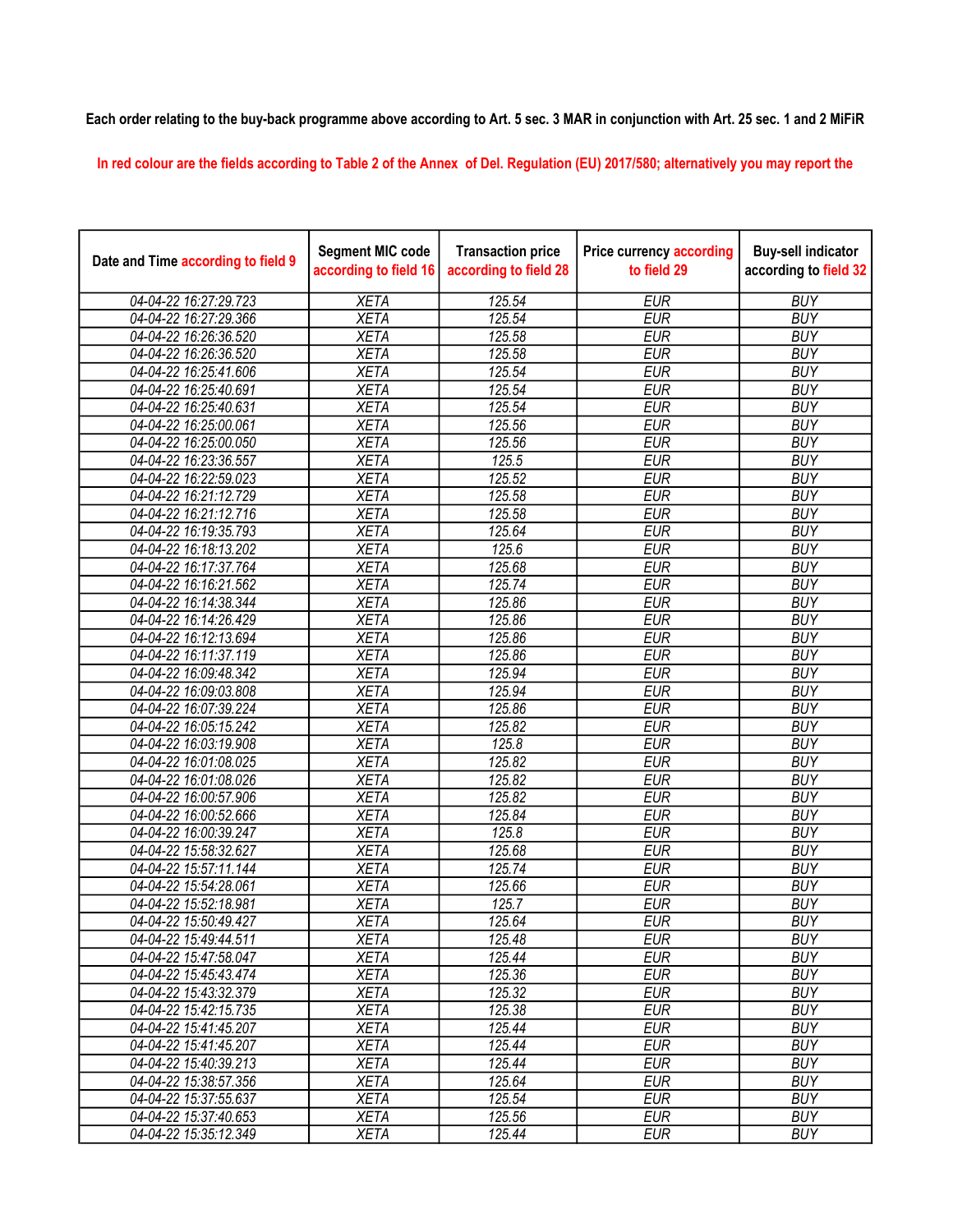**Each order relating to the buy-back programme above according to Art. 5 sec. 3 MAR in conjunction with Art. 25 sec. 1 and 2 MiFiR**

In red colour are the fields according to Table 2 of the Annex of Del. Regulation (EU) 2017/580; alternatively you may report the

| Date and Time according to field 9 | Segment MIC code according to field 16 | Transaction price according to field 28 | Price currency according to field 29 | Buy-sell indicator according to field 32 |
|---|---|---|---|---|
| 04-04-22 16:27:29.723 | XETA | 125.54 | EUR | BUY |
| 04-04-22 16:27:29.366 | XETA | 125.54 | EUR | BUY |
| 04-04-22 16:26:36.520 | XETA | 125.58 | EUR | BUY |
| 04-04-22 16:26:36.520 | XETA | 125.58 | EUR | BUY |
| 04-04-22 16:25:41.606 | XETA | 125.54 | EUR | BUY |
| 04-04-22 16:25:40.691 | XETA | 125.54 | EUR | BUY |
| 04-04-22 16:25:40.631 | XETA | 125.54 | EUR | BUY |
| 04-04-22 16:25:00.061 | XETA | 125.56 | EUR | BUY |
| 04-04-22 16:25:00.050 | XETA | 125.56 | EUR | BUY |
| 04-04-22 16:23:36.557 | XETA | 125.5 | EUR | BUY |
| 04-04-22 16:22:59.023 | XETA | 125.52 | EUR | BUY |
| 04-04-22 16:21:12.729 | XETA | 125.58 | EUR | BUY |
| 04-04-22 16:21:12.716 | XETA | 125.58 | EUR | BUY |
| 04-04-22 16:19:35.793 | XETA | 125.64 | EUR | BUY |
| 04-04-22 16:18:13.202 | XETA | 125.6 | EUR | BUY |
| 04-04-22 16:17:37.764 | XETA | 125.68 | EUR | BUY |
| 04-04-22 16:16:21.562 | XETA | 125.74 | EUR | BUY |
| 04-04-22 16:14:38.344 | XETA | 125.86 | EUR | BUY |
| 04-04-22 16:14:26.429 | XETA | 125.86 | EUR | BUY |
| 04-04-22 16:12:13.694 | XETA | 125.86 | EUR | BUY |
| 04-04-22 16:11:37.119 | XETA | 125.86 | EUR | BUY |
| 04-04-22 16:09:48.342 | XETA | 125.94 | EUR | BUY |
| 04-04-22 16:09:03.808 | XETA | 125.94 | EUR | BUY |
| 04-04-22 16:07:39.224 | XETA | 125.86 | EUR | BUY |
| 04-04-22 16:05:15.242 | XETA | 125.82 | EUR | BUY |
| 04-04-22 16:03:19.908 | XETA | 125.8 | EUR | BUY |
| 04-04-22 16:01:08.025 | XETA | 125.82 | EUR | BUY |
| 04-04-22 16:01:08.026 | XETA | 125.82 | EUR | BUY |
| 04-04-22 16:00:57.906 | XETA | 125.82 | EUR | BUY |
| 04-04-22 16:00:52.666 | XETA | 125.84 | EUR | BUY |
| 04-04-22 16:00:39.247 | XETA | 125.8 | EUR | BUY |
| 04-04-22 15:58:32.627 | XETA | 125.68 | EUR | BUY |
| 04-04-22 15:57:11.144 | XETA | 125.74 | EUR | BUY |
| 04-04-22 15:54:28.061 | XETA | 125.66 | EUR | BUY |
| 04-04-22 15:52:18.981 | XETA | 125.7 | EUR | BUY |
| 04-04-22 15:50:49.427 | XETA | 125.64 | EUR | BUY |
| 04-04-22 15:49:44.511 | XETA | 125.48 | EUR | BUY |
| 04-04-22 15:47:58.047 | XETA | 125.44 | EUR | BUY |
| 04-04-22 15:45:43.474 | XETA | 125.36 | EUR | BUY |
| 04-04-22 15:43:32.379 | XETA | 125.32 | EUR | BUY |
| 04-04-22 15:42:15.735 | XETA | 125.38 | EUR | BUY |
| 04-04-22 15:41:45.207 | XETA | 125.44 | EUR | BUY |
| 04-04-22 15:41:45.207 | XETA | 125.44 | EUR | BUY |
| 04-04-22 15:40:39.213 | XETA | 125.44 | EUR | BUY |
| 04-04-22 15:38:57.356 | XETA | 125.64 | EUR | BUY |
| 04-04-22 15:37:55.637 | XETA | 125.54 | EUR | BUY |
| 04-04-22 15:37:40.653 | XETA | 125.56 | EUR | BUY |
| 04-04-22 15:35:12.349 | XETA | 125.44 | EUR | BUY |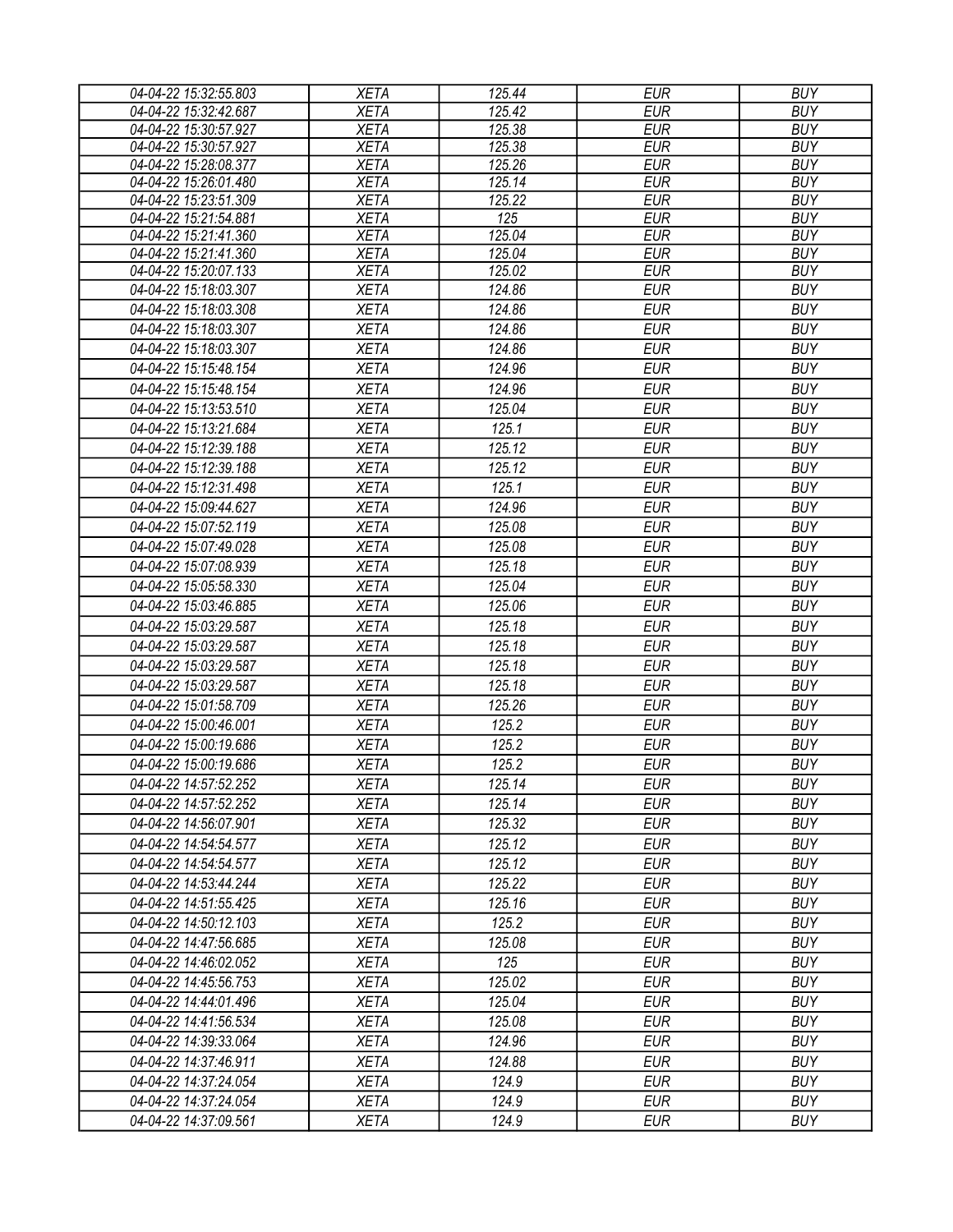| 04-04-22 15:32:55.803 | XETA | 125.44 | EUR | BUY |
|---|---|---|---|---|
| 04-04-22 15:32:42.687 | XETA | 125.42 | EUR | BUY |
| 04-04-22 15:30:57.927 | XETA | 125.38 | EUR | BUY |
| 04-04-22 15:30:57.927 | XETA | 125.38 | EUR | BUY |
| 04-04-22 15:28:08.377 | XETA | 125.26 | EUR | BUY |
| 04-04-22 15:26:01.480 | XETA | 125.14 | EUR | BUY |
| 04-04-22 15:23:51.309 | XETA | 125.22 | EUR | BUY |
| 04-04-22 15:21:54.881 | XETA | 125 | EUR | BUY |
| 04-04-22 15:21:41.360 | XETA | 125.04 | EUR | BUY |
| 04-04-22 15:21:41.360 | XETA | 125.04 | EUR | BUY |
| 04-04-22 15:20:07.133 | XETA | 125.02 | EUR | BUY |
| 04-04-22 15:18:03.307 | XETA | 124.86 | EUR | BUY |
| 04-04-22 15:18:03.308 | XETA | 124.86 | EUR | BUY |
| 04-04-22 15:18:03.307 | XETA | 124.86 | EUR | BUY |
| 04-04-22 15:18:03.307 | XETA | 124.86 | EUR | BUY |
| 04-04-22 15:15:48.154 | XETA | 124.96 | EUR | BUY |
| 04-04-22 15:15:48.154 | XETA | 124.96 | EUR | BUY |
| 04-04-22 15:13:53.510 | XETA | 125.04 | EUR | BUY |
| 04-04-22 15:13:21.684 | XETA | 125.1 | EUR | BUY |
| 04-04-22 15:12:39.188 | XETA | 125.12 | EUR | BUY |
| 04-04-22 15:12:39.188 | XETA | 125.12 | EUR | BUY |
| 04-04-22 15:12:31.498 | XETA | 125.1 | EUR | BUY |
| 04-04-22 15:09:44.627 | XETA | 124.96 | EUR | BUY |
| 04-04-22 15:07:52.119 | XETA | 125.08 | EUR | BUY |
| 04-04-22 15:07:49.028 | XETA | 125.08 | EUR | BUY |
| 04-04-22 15:07:08.939 | XETA | 125.18 | EUR | BUY |
| 04-04-22 15:05:58.330 | XETA | 125.04 | EUR | BUY |
| 04-04-22 15:03:46.885 | XETA | 125.06 | EUR | BUY |
| 04-04-22 15:03:29.587 | XETA | 125.18 | EUR | BUY |
| 04-04-22 15:03:29.587 | XETA | 125.18 | EUR | BUY |
| 04-04-22 15:03:29.587 | XETA | 125.18 | EUR | BUY |
| 04-04-22 15:03:29.587 | XETA | 125.18 | EUR | BUY |
| 04-04-22 15:01:58.709 | XETA | 125.26 | EUR | BUY |
| 04-04-22 15:00:46.001 | XETA | 125.2 | EUR | BUY |
| 04-04-22 15:00:19.686 | XETA | 125.2 | EUR | BUY |
| 04-04-22 15:00:19.686 | XETA | 125.2 | EUR | BUY |
| 04-04-22 14:57:52.252 | XETA | 125.14 | EUR | BUY |
| 04-04-22 14:57:52.252 | XETA | 125.14 | EUR | BUY |
| 04-04-22 14:56:07.901 | XETA | 125.32 | EUR | BUY |
| 04-04-22 14:54:54.577 | XETA | 125.12 | EUR | BUY |
| 04-04-22 14:54:54.577 | XETA | 125.12 | EUR | BUY |
| 04-04-22 14:53:44.244 | XETA | 125.22 | EUR | BUY |
| 04-04-22 14:51:55.425 | XETA | 125.16 | EUR | BUY |
| 04-04-22 14:50:12.103 | XETA | 125.2 | EUR | BUY |
| 04-04-22 14:47:56.685 | XETA | 125.08 | EUR | BUY |
| 04-04-22 14:46:02.052 | XETA | 125 | EUR | BUY |
| 04-04-22 14:45:56.753 | XETA | 125.02 | EUR | BUY |
| 04-04-22 14:44:01.496 | XETA | 125.04 | EUR | BUY |
| 04-04-22 14:41:56.534 | XETA | 125.08 | EUR | BUY |
| 04-04-22 14:39:33.064 | XETA | 124.96 | EUR | BUY |
| 04-04-22 14:37:46.911 | XETA | 124.88 | EUR | BUY |
| 04-04-22 14:37:24.054 | XETA | 124.9 | EUR | BUY |
| 04-04-22 14:37:24.054 | XETA | 124.9 | EUR | BUY |
| 04-04-22 14:37:09.561 | XETA | 124.9 | EUR | BUY |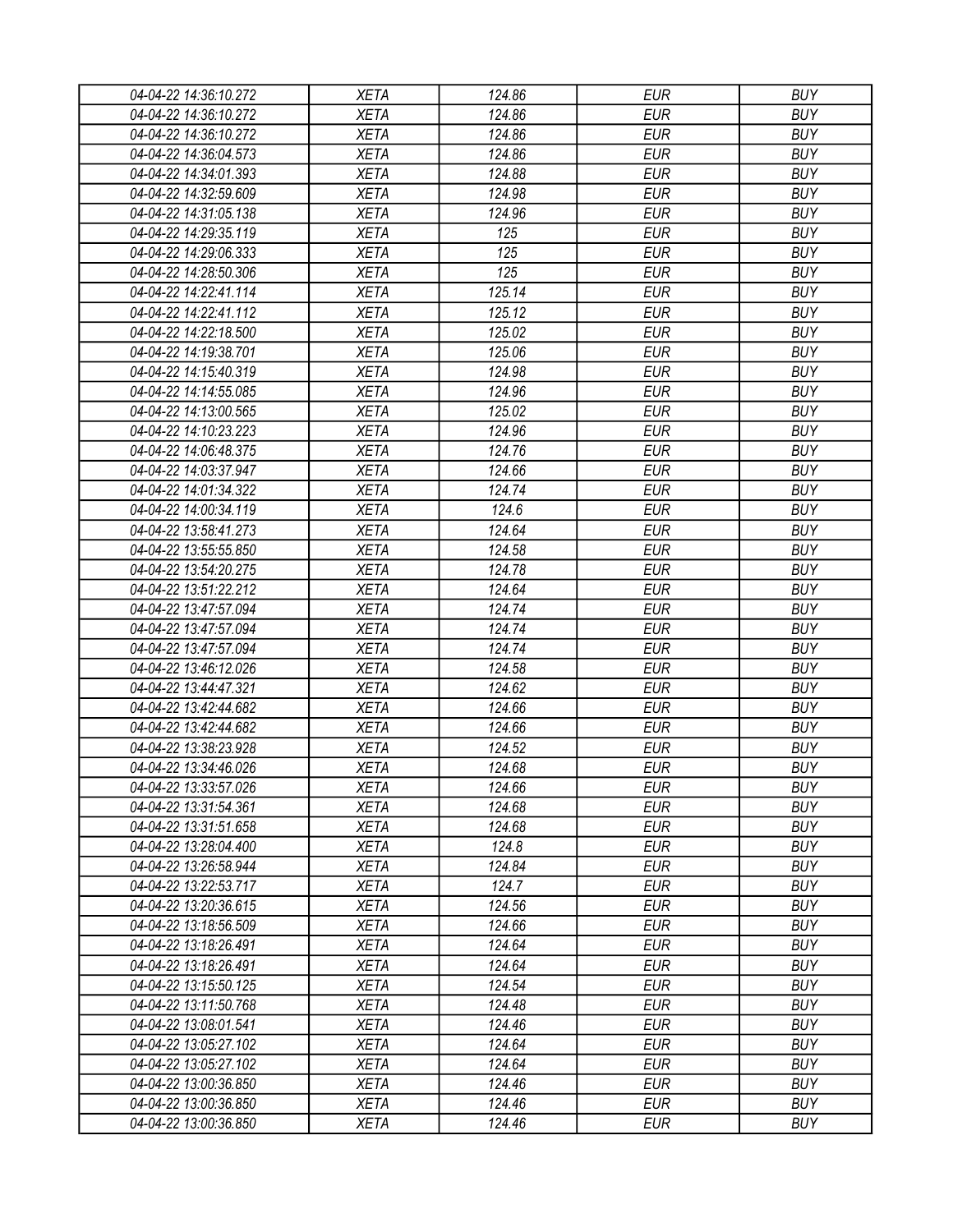| 04-04-22 14:36:10.272 | XETA | 124.86 | EUR | BUY |
|---|---|---|---|---|
| 04-04-22 14:36:10.272 | XETA | 124.86 | EUR | BUY |
| 04-04-22 14:36:10.272 | XETA | 124.86 | EUR | BUY |
| 04-04-22 14:36:04.573 | XETA | 124.86 | EUR | BUY |
| 04-04-22 14:34:01.393 | XETA | 124.88 | EUR | BUY |
| 04-04-22 14:32:59.609 | XETA | 124.98 | EUR | BUY |
| 04-04-22 14:31:05.138 | XETA | 124.96 | EUR | BUY |
| 04-04-22 14:29:35.119 | XETA | 125 | EUR | BUY |
| 04-04-22 14:29:06.333 | XETA | 125 | EUR | BUY |
| 04-04-22 14:28:50.306 | XETA | 125 | EUR | BUY |
| 04-04-22 14:22:41.114 | XETA | 125.14 | EUR | BUY |
| 04-04-22 14:22:41.112 | XETA | 125.12 | EUR | BUY |
| 04-04-22 14:22:18.500 | XETA | 125.02 | EUR | BUY |
| 04-04-22 14:19:38.701 | XETA | 125.06 | EUR | BUY |
| 04-04-22 14:15:40.319 | XETA | 124.98 | EUR | BUY |
| 04-04-22 14:14:55.085 | XETA | 124.96 | EUR | BUY |
| 04-04-22 14:13:00.565 | XETA | 125.02 | EUR | BUY |
| 04-04-22 14:10:23.223 | XETA | 124.96 | EUR | BUY |
| 04-04-22 14:06:48.375 | XETA | 124.76 | EUR | BUY |
| 04-04-22 14:03:37.947 | XETA | 124.66 | EUR | BUY |
| 04-04-22 14:01:34.322 | XETA | 124.74 | EUR | BUY |
| 04-04-22 14:00:34.119 | XETA | 124.6 | EUR | BUY |
| 04-04-22 13:58:41.273 | XETA | 124.64 | EUR | BUY |
| 04-04-22 13:55:55.850 | XETA | 124.58 | EUR | BUY |
| 04-04-22 13:54:20.275 | XETA | 124.78 | EUR | BUY |
| 04-04-22 13:51:22.212 | XETA | 124.64 | EUR | BUY |
| 04-04-22 13:47:57.094 | XETA | 124.74 | EUR | BUY |
| 04-04-22 13:47:57.094 | XETA | 124.74 | EUR | BUY |
| 04-04-22 13:47:57.094 | XETA | 124.74 | EUR | BUY |
| 04-04-22 13:46:12.026 | XETA | 124.58 | EUR | BUY |
| 04-04-22 13:44:47.321 | XETA | 124.62 | EUR | BUY |
| 04-04-22 13:42:44.682 | XETA | 124.66 | EUR | BUY |
| 04-04-22 13:42:44.682 | XETA | 124.66 | EUR | BUY |
| 04-04-22 13:38:23.928 | XETA | 124.52 | EUR | BUY |
| 04-04-22 13:34:46.026 | XETA | 124.68 | EUR | BUY |
| 04-04-22 13:33:57.026 | XETA | 124.66 | EUR | BUY |
| 04-04-22 13:31:54.361 | XETA | 124.68 | EUR | BUY |
| 04-04-22 13:31:51.658 | XETA | 124.68 | EUR | BUY |
| 04-04-22 13:28:04.400 | XETA | 124.8 | EUR | BUY |
| 04-04-22 13:26:58.944 | XETA | 124.84 | EUR | BUY |
| 04-04-22 13:22:53.717 | XETA | 124.7 | EUR | BUY |
| 04-04-22 13:20:36.615 | XETA | 124.56 | EUR | BUY |
| 04-04-22 13:18:56.509 | XETA | 124.66 | EUR | BUY |
| 04-04-22 13:18:26.491 | XETA | 124.64 | EUR | BUY |
| 04-04-22 13:18:26.491 | XETA | 124.64 | EUR | BUY |
| 04-04-22 13:15:50.125 | XETA | 124.54 | EUR | BUY |
| 04-04-22 13:11:50.768 | XETA | 124.48 | EUR | BUY |
| 04-04-22 13:08:01.541 | XETA | 124.46 | EUR | BUY |
| 04-04-22 13:05:27.102 | XETA | 124.64 | EUR | BUY |
| 04-04-22 13:05:27.102 | XETA | 124.64 | EUR | BUY |
| 04-04-22 13:00:36.850 | XETA | 124.46 | EUR | BUY |
| 04-04-22 13:00:36.850 | XETA | 124.46 | EUR | BUY |
| 04-04-22 13:00:36.850 | XETA | 124.46 | EUR | BUY |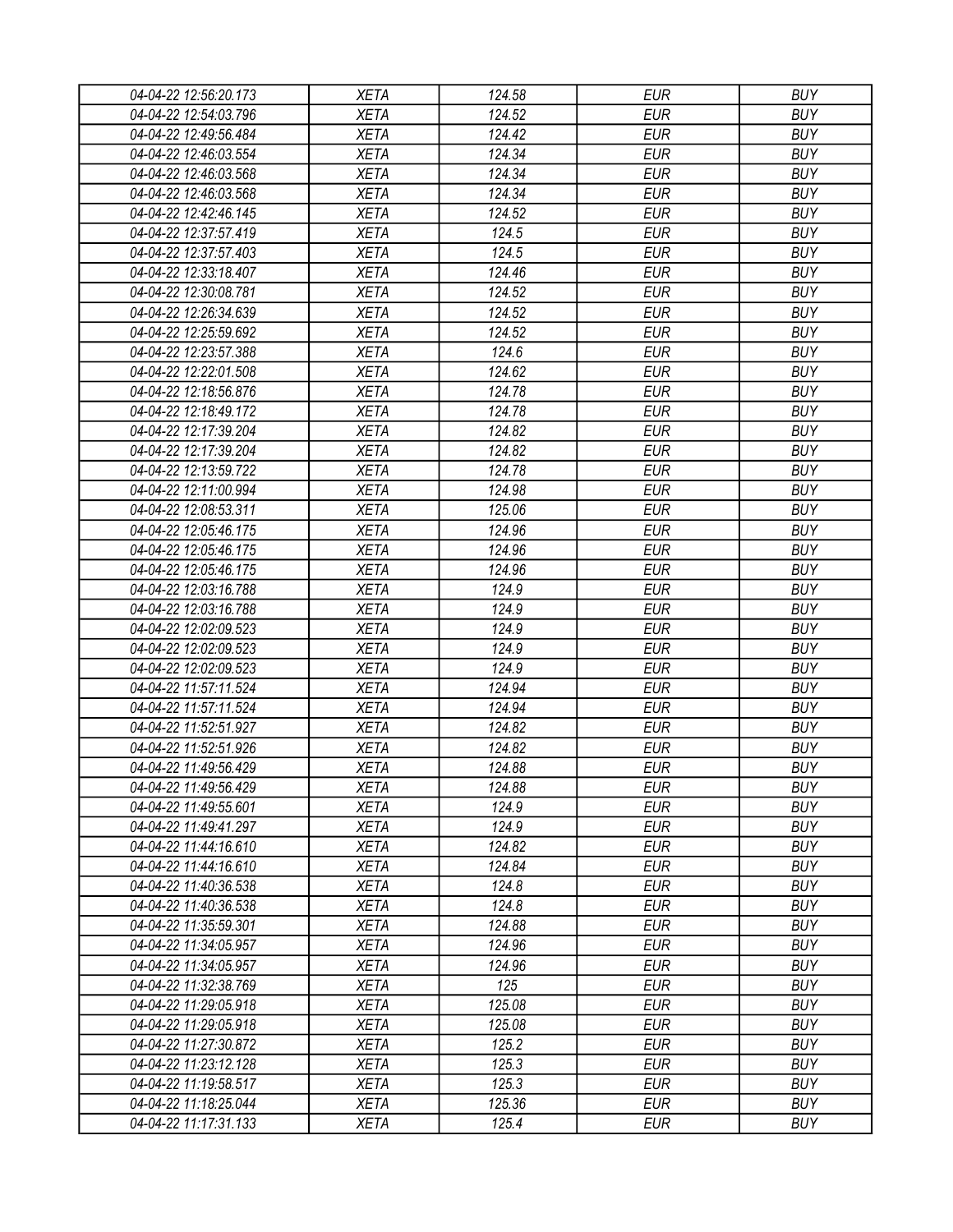| 04-04-22 12:56:20.173 | XETA | 124.58 | EUR | BUY |
|---|---|---|---|---|
| 04-04-22 12:54:03.796 | XETA | 124.52 | EUR | BUY |
| 04-04-22 12:49:56.484 | XETA | 124.42 | EUR | BUY |
| 04-04-22 12:46:03.554 | XETA | 124.34 | EUR | BUY |
| 04-04-22 12:46:03.568 | XETA | 124.34 | EUR | BUY |
| 04-04-22 12:46:03.568 | XETA | 124.34 | EUR | BUY |
| 04-04-22 12:42:46.145 | XETA | 124.52 | EUR | BUY |
| 04-04-22 12:37:57.419 | XETA | 124.5 | EUR | BUY |
| 04-04-22 12:37:57.403 | XETA | 124.5 | EUR | BUY |
| 04-04-22 12:33:18.407 | XETA | 124.46 | EUR | BUY |
| 04-04-22 12:30:08.781 | XETA | 124.52 | EUR | BUY |
| 04-04-22 12:26:34.639 | XETA | 124.52 | EUR | BUY |
| 04-04-22 12:25:59.692 | XETA | 124.52 | EUR | BUY |
| 04-04-22 12:23:57.388 | XETA | 124.6 | EUR | BUY |
| 04-04-22 12:22:01.508 | XETA | 124.62 | EUR | BUY |
| 04-04-22 12:18:56.876 | XETA | 124.78 | EUR | BUY |
| 04-04-22 12:18:49.172 | XETA | 124.78 | EUR | BUY |
| 04-04-22 12:17:39.204 | XETA | 124.82 | EUR | BUY |
| 04-04-22 12:17:39.204 | XETA | 124.82 | EUR | BUY |
| 04-04-22 12:13:59.722 | XETA | 124.78 | EUR | BUY |
| 04-04-22 12:11:00.994 | XETA | 124.98 | EUR | BUY |
| 04-04-22 12:08:53.311 | XETA | 125.06 | EUR | BUY |
| 04-04-22 12:05:46.175 | XETA | 124.96 | EUR | BUY |
| 04-04-22 12:05:46.175 | XETA | 124.96 | EUR | BUY |
| 04-04-22 12:05:46.175 | XETA | 124.96 | EUR | BUY |
| 04-04-22 12:03:16.788 | XETA | 124.9 | EUR | BUY |
| 04-04-22 12:03:16.788 | XETA | 124.9 | EUR | BUY |
| 04-04-22 12:02:09.523 | XETA | 124.9 | EUR | BUY |
| 04-04-22 12:02:09.523 | XETA | 124.9 | EUR | BUY |
| 04-04-22 12:02:09.523 | XETA | 124.9 | EUR | BUY |
| 04-04-22 11:57:11.524 | XETA | 124.94 | EUR | BUY |
| 04-04-22 11:57:11.524 | XETA | 124.94 | EUR | BUY |
| 04-04-22 11:52:51.927 | XETA | 124.82 | EUR | BUY |
| 04-04-22 11:52:51.926 | XETA | 124.82 | EUR | BUY |
| 04-04-22 11:49:56.429 | XETA | 124.88 | EUR | BUY |
| 04-04-22 11:49:56.429 | XETA | 124.88 | EUR | BUY |
| 04-04-22 11:49:55.601 | XETA | 124.9 | EUR | BUY |
| 04-04-22 11:49:41.297 | XETA | 124.9 | EUR | BUY |
| 04-04-22 11:44:16.610 | XETA | 124.82 | EUR | BUY |
| 04-04-22 11:44:16.610 | XETA | 124.84 | EUR | BUY |
| 04-04-22 11:40:36.538 | XETA | 124.8 | EUR | BUY |
| 04-04-22 11:40:36.538 | XETA | 124.8 | EUR | BUY |
| 04-04-22 11:35:59.301 | XETA | 124.88 | EUR | BUY |
| 04-04-22 11:34:05.957 | XETA | 124.96 | EUR | BUY |
| 04-04-22 11:34:05.957 | XETA | 124.96 | EUR | BUY |
| 04-04-22 11:32:38.769 | XETA | 125 | EUR | BUY |
| 04-04-22 11:29:05.918 | XETA | 125.08 | EUR | BUY |
| 04-04-22 11:29:05.918 | XETA | 125.08 | EUR | BUY |
| 04-04-22 11:27:30.872 | XETA | 125.2 | EUR | BUY |
| 04-04-22 11:23:12.128 | XETA | 125.3 | EUR | BUY |
| 04-04-22 11:19:58.517 | XETA | 125.3 | EUR | BUY |
| 04-04-22 11:18:25.044 | XETA | 125.36 | EUR | BUY |
| 04-04-22 11:17:31.133 | XETA | 125.4 | EUR | BUY |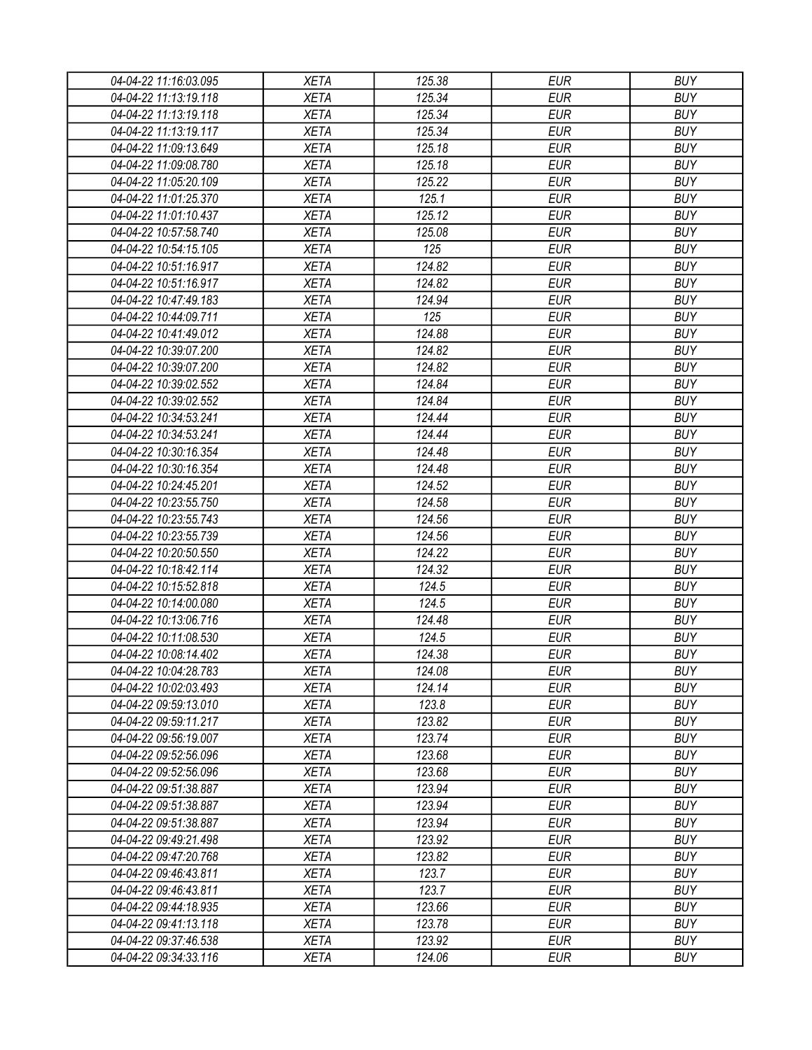| 04-04-22 11:16:03.095 | XETA | 125.38 | EUR | BUY |
|---|---|---|---|---|
| 04-04-22 11:13:19.118 | XETA | 125.34 | EUR | BUY |
| 04-04-22 11:13:19.118 | XETA | 125.34 | EUR | BUY |
| 04-04-22 11:13:19.117 | XETA | 125.34 | EUR | BUY |
| 04-04-22 11:09:13.649 | XETA | 125.18 | EUR | BUY |
| 04-04-22 11:09:08.780 | XETA | 125.18 | EUR | BUY |
| 04-04-22 11:05:20.109 | XETA | 125.22 | EUR | BUY |
| 04-04-22 11:01:25.370 | XETA | 125.1 | EUR | BUY |
| 04-04-22 11:01:10.437 | XETA | 125.12 | EUR | BUY |
| 04-04-22 10:57:58.740 | XETA | 125.08 | EUR | BUY |
| 04-04-22 10:54:15.105 | XETA | 125 | EUR | BUY |
| 04-04-22 10:51:16.917 | XETA | 124.82 | EUR | BUY |
| 04-04-22 10:51:16.917 | XETA | 124.82 | EUR | BUY |
| 04-04-22 10:47:49.183 | XETA | 124.94 | EUR | BUY |
| 04-04-22 10:44:09.711 | XETA | 125 | EUR | BUY |
| 04-04-22 10:41:49.012 | XETA | 124.88 | EUR | BUY |
| 04-04-22 10:39:07.200 | XETA | 124.82 | EUR | BUY |
| 04-04-22 10:39:07.200 | XETA | 124.82 | EUR | BUY |
| 04-04-22 10:39:02.552 | XETA | 124.84 | EUR | BUY |
| 04-04-22 10:39:02.552 | XETA | 124.84 | EUR | BUY |
| 04-04-22 10:34:53.241 | XETA | 124.44 | EUR | BUY |
| 04-04-22 10:34:53.241 | XETA | 124.44 | EUR | BUY |
| 04-04-22 10:30:16.354 | XETA | 124.48 | EUR | BUY |
| 04-04-22 10:30:16.354 | XETA | 124.48 | EUR | BUY |
| 04-04-22 10:24:45.201 | XETA | 124.52 | EUR | BUY |
| 04-04-22 10:23:55.750 | XETA | 124.58 | EUR | BUY |
| 04-04-22 10:23:55.743 | XETA | 124.56 | EUR | BUY |
| 04-04-22 10:23:55.739 | XETA | 124.56 | EUR | BUY |
| 04-04-22 10:20:50.550 | XETA | 124.22 | EUR | BUY |
| 04-04-22 10:18:42.114 | XETA | 124.32 | EUR | BUY |
| 04-04-22 10:15:52.818 | XETA | 124.5 | EUR | BUY |
| 04-04-22 10:14:00.080 | XETA | 124.5 | EUR | BUY |
| 04-04-22 10:13:06.716 | XETA | 124.48 | EUR | BUY |
| 04-04-22 10:11:08.530 | XETA | 124.5 | EUR | BUY |
| 04-04-22 10:08:14.402 | XETA | 124.38 | EUR | BUY |
| 04-04-22 10:04:28.783 | XETA | 124.08 | EUR | BUY |
| 04-04-22 10:02:03.493 | XETA | 124.14 | EUR | BUY |
| 04-04-22 09:59:13.010 | XETA | 123.8 | EUR | BUY |
| 04-04-22 09:59:11.217 | XETA | 123.82 | EUR | BUY |
| 04-04-22 09:56:19.007 | XETA | 123.74 | EUR | BUY |
| 04-04-22 09:52:56.096 | XETA | 123.68 | EUR | BUY |
| 04-04-22 09:52:56.096 | XETA | 123.68 | EUR | BUY |
| 04-04-22 09:51:38.887 | XETA | 123.94 | EUR | BUY |
| 04-04-22 09:51:38.887 | XETA | 123.94 | EUR | BUY |
| 04-04-22 09:51:38.887 | XETA | 123.94 | EUR | BUY |
| 04-04-22 09:49:21.498 | XETA | 123.92 | EUR | BUY |
| 04-04-22 09:47:20.768 | XETA | 123.82 | EUR | BUY |
| 04-04-22 09:46:43.811 | XETA | 123.7 | EUR | BUY |
| 04-04-22 09:46:43.811 | XETA | 123.7 | EUR | BUY |
| 04-04-22 09:44:18.935 | XETA | 123.66 | EUR | BUY |
| 04-04-22 09:41:13.118 | XETA | 123.78 | EUR | BUY |
| 04-04-22 09:37:46.538 | XETA | 123.92 | EUR | BUY |
| 04-04-22 09:34:33.116 | XETA | 124.06 | EUR | BUY |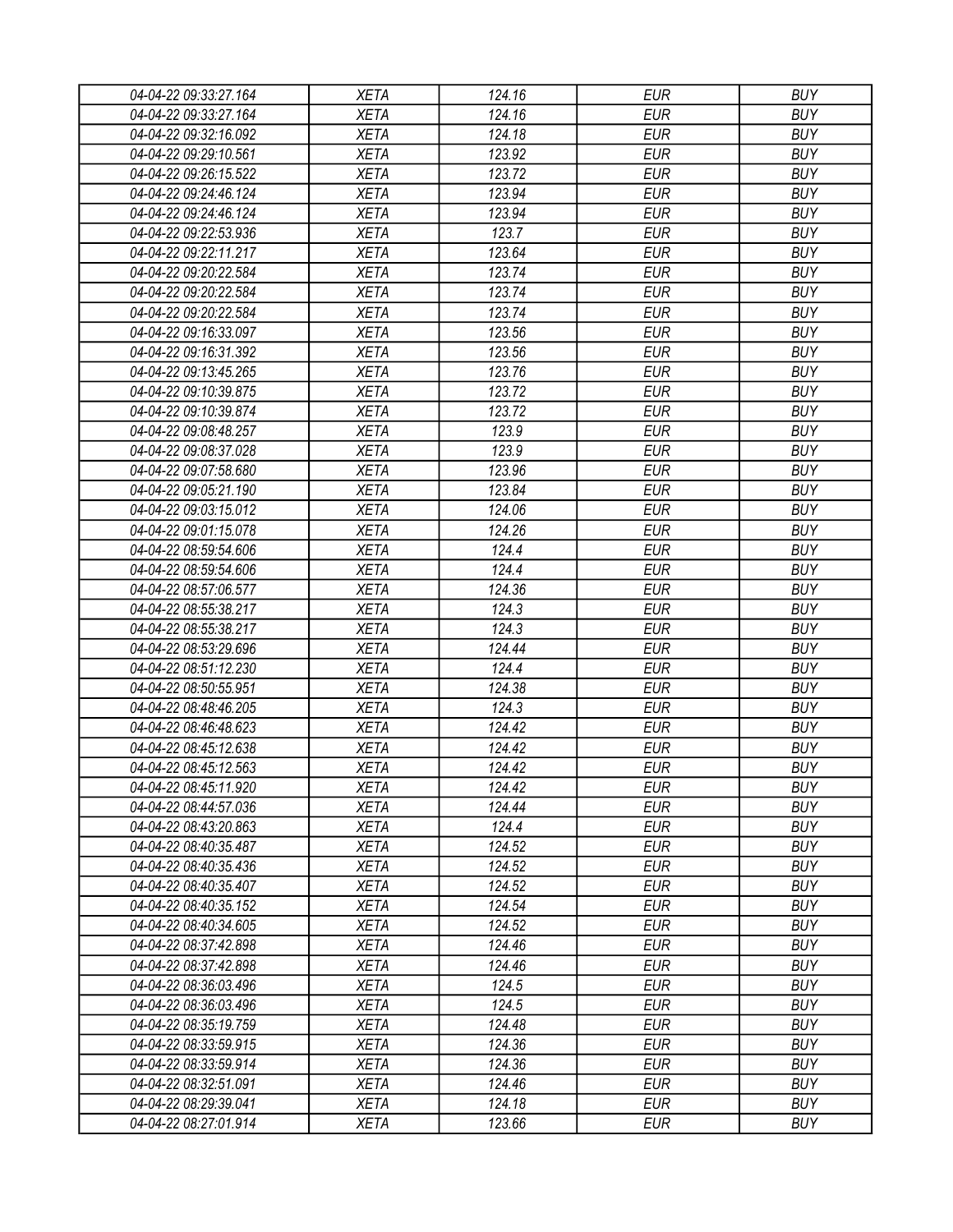| 04-04-22 09:33:27.164 | XETA | 124.16 | EUR | BUY |
|---|---|---|---|---|
| 04-04-22 09:33:27.164 | XETA | 124.16 | EUR | BUY |
| 04-04-22 09:32:16.092 | XETA | 124.18 | EUR | BUY |
| 04-04-22 09:29:10.561 | XETA | 123.92 | EUR | BUY |
| 04-04-22 09:26:15.522 | XETA | 123.72 | EUR | BUY |
| 04-04-22 09:24:46.124 | XETA | 123.94 | EUR | BUY |
| 04-04-22 09:24:46.124 | XETA | 123.94 | EUR | BUY |
| 04-04-22 09:22:53.936 | XETA | 123.7 | EUR | BUY |
| 04-04-22 09:22:11.217 | XETA | 123.64 | EUR | BUY |
| 04-04-22 09:20:22.584 | XETA | 123.74 | EUR | BUY |
| 04-04-22 09:20:22.584 | XETA | 123.74 | EUR | BUY |
| 04-04-22 09:20:22.584 | XETA | 123.74 | EUR | BUY |
| 04-04-22 09:16:33.097 | XETA | 123.56 | EUR | BUY |
| 04-04-22 09:16:31.392 | XETA | 123.56 | EUR | BUY |
| 04-04-22 09:13:45.265 | XETA | 123.76 | EUR | BUY |
| 04-04-22 09:10:39.875 | XETA | 123.72 | EUR | BUY |
| 04-04-22 09:10:39.874 | XETA | 123.72 | EUR | BUY |
| 04-04-22 09:08:48.257 | XETA | 123.9 | EUR | BUY |
| 04-04-22 09:08:37.028 | XETA | 123.9 | EUR | BUY |
| 04-04-22 09:07:58.680 | XETA | 123.96 | EUR | BUY |
| 04-04-22 09:05:21.190 | XETA | 123.84 | EUR | BUY |
| 04-04-22 09:03:15.012 | XETA | 124.06 | EUR | BUY |
| 04-04-22 09:01:15.078 | XETA | 124.26 | EUR | BUY |
| 04-04-22 08:59:54.606 | XETA | 124.4 | EUR | BUY |
| 04-04-22 08:59:54.606 | XETA | 124.4 | EUR | BUY |
| 04-04-22 08:57:06.577 | XETA | 124.36 | EUR | BUY |
| 04-04-22 08:55:38.217 | XETA | 124.3 | EUR | BUY |
| 04-04-22 08:55:38.217 | XETA | 124.3 | EUR | BUY |
| 04-04-22 08:53:29.696 | XETA | 124.44 | EUR | BUY |
| 04-04-22 08:51:12.230 | XETA | 124.4 | EUR | BUY |
| 04-04-22 08:50:55.951 | XETA | 124.38 | EUR | BUY |
| 04-04-22 08:48:46.205 | XETA | 124.3 | EUR | BUY |
| 04-04-22 08:46:48.623 | XETA | 124.42 | EUR | BUY |
| 04-04-22 08:45:12.638 | XETA | 124.42 | EUR | BUY |
| 04-04-22 08:45:12.563 | XETA | 124.42 | EUR | BUY |
| 04-04-22 08:45:11.920 | XETA | 124.42 | EUR | BUY |
| 04-04-22 08:44:57.036 | XETA | 124.44 | EUR | BUY |
| 04-04-22 08:43:20.863 | XETA | 124.4 | EUR | BUY |
| 04-04-22 08:40:35.487 | XETA | 124.52 | EUR | BUY |
| 04-04-22 08:40:35.436 | XETA | 124.52 | EUR | BUY |
| 04-04-22 08:40:35.407 | XETA | 124.52 | EUR | BUY |
| 04-04-22 08:40:35.152 | XETA | 124.54 | EUR | BUY |
| 04-04-22 08:40:34.605 | XETA | 124.52 | EUR | BUY |
| 04-04-22 08:37:42.898 | XETA | 124.46 | EUR | BUY |
| 04-04-22 08:37:42.898 | XETA | 124.46 | EUR | BUY |
| 04-04-22 08:36:03.496 | XETA | 124.5 | EUR | BUY |
| 04-04-22 08:36:03.496 | XETA | 124.5 | EUR | BUY |
| 04-04-22 08:35:19.759 | XETA | 124.48 | EUR | BUY |
| 04-04-22 08:33:59.915 | XETA | 124.36 | EUR | BUY |
| 04-04-22 08:33:59.914 | XETA | 124.36 | EUR | BUY |
| 04-04-22 08:32:51.091 | XETA | 124.46 | EUR | BUY |
| 04-04-22 08:29:39.041 | XETA | 124.18 | EUR | BUY |
| 04-04-22 08:27:01.914 | XETA | 123.66 | EUR | BUY |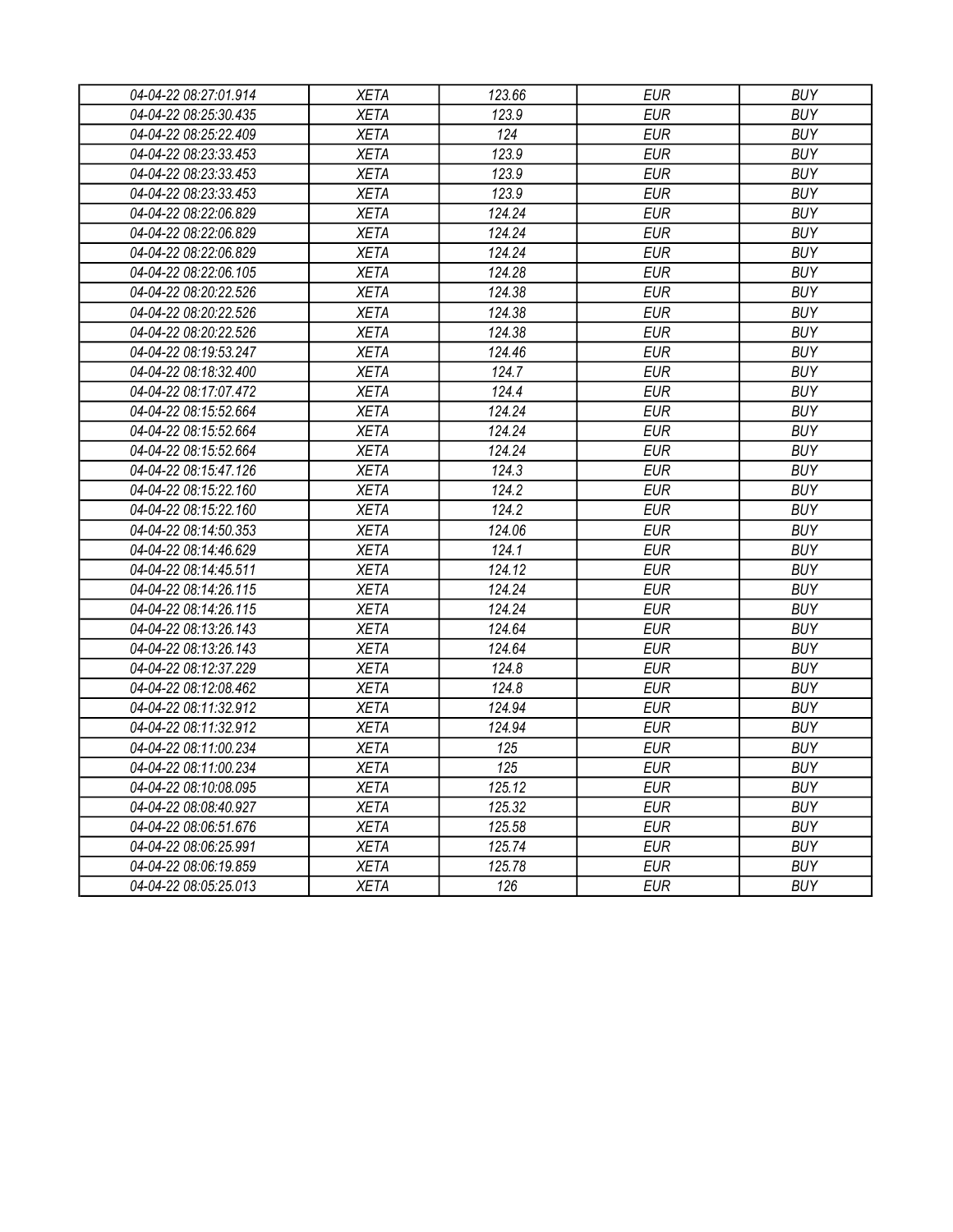| | | | | |
|---|---|---|---|---|
| 04-04-22 08:27:01.914 | XETA | 123.66 | EUR | BUY |
| 04-04-22 08:25:30.435 | XETA | 123.9 | EUR | BUY |
| 04-04-22 08:25:22.409 | XETA | 124 | EUR | BUY |
| 04-04-22 08:23:33.453 | XETA | 123.9 | EUR | BUY |
| 04-04-22 08:23:33.453 | XETA | 123.9 | EUR | BUY |
| 04-04-22 08:23:33.453 | XETA | 123.9 | EUR | BUY |
| 04-04-22 08:22:06.829 | XETA | 124.24 | EUR | BUY |
| 04-04-22 08:22:06.829 | XETA | 124.24 | EUR | BUY |
| 04-04-22 08:22:06.829 | XETA | 124.24 | EUR | BUY |
| 04-04-22 08:22:06.105 | XETA | 124.28 | EUR | BUY |
| 04-04-22 08:20:22.526 | XETA | 124.38 | EUR | BUY |
| 04-04-22 08:20:22.526 | XETA | 124.38 | EUR | BUY |
| 04-04-22 08:20:22.526 | XETA | 124.38 | EUR | BUY |
| 04-04-22 08:19:53.247 | XETA | 124.46 | EUR | BUY |
| 04-04-22 08:18:32.400 | XETA | 124.7 | EUR | BUY |
| 04-04-22 08:17:07.472 | XETA | 124.4 | EUR | BUY |
| 04-04-22 08:15:52.664 | XETA | 124.24 | EUR | BUY |
| 04-04-22 08:15:52.664 | XETA | 124.24 | EUR | BUY |
| 04-04-22 08:15:52.664 | XETA | 124.24 | EUR | BUY |
| 04-04-22 08:15:47.126 | XETA | 124.3 | EUR | BUY |
| 04-04-22 08:15:22.160 | XETA | 124.2 | EUR | BUY |
| 04-04-22 08:15:22.160 | XETA | 124.2 | EUR | BUY |
| 04-04-22 08:14:50.353 | XETA | 124.06 | EUR | BUY |
| 04-04-22 08:14:46.629 | XETA | 124.1 | EUR | BUY |
| 04-04-22 08:14:45.511 | XETA | 124.12 | EUR | BUY |
| 04-04-22 08:14:26.115 | XETA | 124.24 | EUR | BUY |
| 04-04-22 08:14:26.115 | XETA | 124.24 | EUR | BUY |
| 04-04-22 08:13:26.143 | XETA | 124.64 | EUR | BUY |
| 04-04-22 08:13:26.143 | XETA | 124.64 | EUR | BUY |
| 04-04-22 08:12:37.229 | XETA | 124.8 | EUR | BUY |
| 04-04-22 08:12:08.462 | XETA | 124.8 | EUR | BUY |
| 04-04-22 08:11:32.912 | XETA | 124.94 | EUR | BUY |
| 04-04-22 08:11:32.912 | XETA | 124.94 | EUR | BUY |
| 04-04-22 08:11:00.234 | XETA | 125 | EUR | BUY |
| 04-04-22 08:11:00.234 | XETA | 125 | EUR | BUY |
| 04-04-22 08:10:08.095 | XETA | 125.12 | EUR | BUY |
| 04-04-22 08:08:40.927 | XETA | 125.32 | EUR | BUY |
| 04-04-22 08:06:51.676 | XETA | 125.58 | EUR | BUY |
| 04-04-22 08:06:25.991 | XETA | 125.74 | EUR | BUY |
| 04-04-22 08:06:19.859 | XETA | 125.78 | EUR | BUY |
| 04-04-22 08:05:25.013 | XETA | 126 | EUR | BUY |